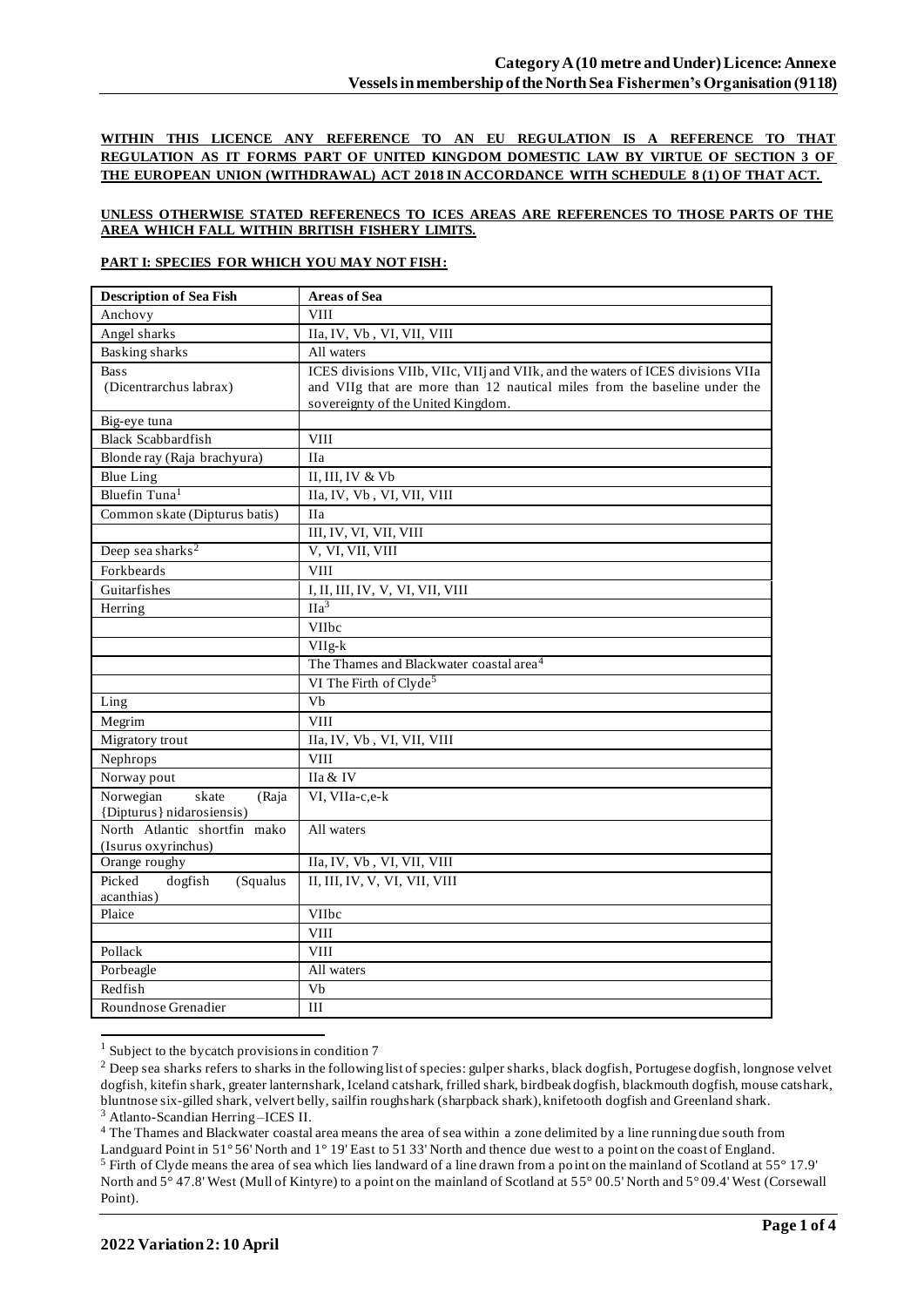**WITHIN THIS LICENCE ANY REFERENCE TO AN EU REGULATION IS A REFERENCE TO THAT REGULATION AS IT FORMS PART OF UNITED KINGDOM DOMESTIC LAW BY VIRTUE OF SECTION 3 OF THE EUROPEAN UNION (WITHDRAWAL) ACT 2018 IN ACCORDANCE WITH SCHEDULE 8 (1) OF THAT ACT.**

**UNLESS OTHERWISE STATED REFERENECS TO ICES AREAS ARE REFERENCES TO THOSE PARTS OF THE AREA WHICH FALL WITHIN BRITISH FISHERY LIMITS.**

**PART I: SPECIES FOR WHICH YOU MAY NOT FISH:**

| Description of Sea Fish | Areas of Sea |
|---|---|
| Anchovy | VIII |
| Angel sharks | IIa, IV, Vb , VI, VII, VIII |
| Basking sharks | All waters |
| Bass (Dicentrarchus labrax) | ICES divisions VIIb, VIIc, VIIj and VIIk, and the waters of ICES divisions VIIa and VIIg that are more than 12 nautical miles from the baseline under the sovereignty of the United Kingdom. |
| Big-eye tuna | |
| Black Scabbardfish | VIII |
| Blonde ray (Raja brachyura) | IIa |
| Blue Ling | II, III, IV & Vb |
| Bluefin Tuna[1] | IIa, IV, Vb , VI, VII, VIII |
| Common skate (Dipturus batis) | IIa |
| | III, IV, VI, VII, VIII |
| Deep sea sharks[2] | V, VI, VII, VIII |
| Forkbeards | VIII |
| Guitarfishes | I, II, III, IV, V, VI, VII, VIII |
| Herring | IIa[3] |
| | VIIbc |
| | VIIg-k |
| | The Thames and Blackwater coastal area[4] |
| | VI The Firth of Clyde[5] |
| Ling | Vb |
| Megrim | VIII |
| Migratory trout | IIa, IV, Vb , VI, VII, VIII |
| Nephrops | VIII |
| Norway pout | IIa & IV |
| Norwegian skate (Raja {Dipturus} nidarosiensis) | VI, VIIa-c,e-k |
| North Atlantic shortfin mako (Isurus oxyrinchus) | All waters |
| Orange roughy | IIa, IV, Vb , VI, VII, VIII |
| Picked dogfish (Squalus acanthias) | II, III, IV, V, VI, VII, VIII |
| Plaice | VIIbc |
| | VIII |
| Pollack | VIII |
| Porbeagle | All waters |
| Redfish | Vb |
| Roundnose Grenadier | III |

[1] Subject to the bycatch provisions in condition 7

[2] Deep sea sharks refers to sharks in the following list of species: gulper sharks, black dogfish, Portugese dogfish, longnose velvet dogfish, kitefin shark, greater lanternshark, Iceland catshark, frilled shark, birdbeak dogfish, blackmouth dogfish, mouse catshark, bluntnose six-gilled shark, velvert belly, sailfin roughshark (sharpback shark), knifetooth dogfish and Greenland shark.

[3] Atlanto-Scandian Herring –ICES II.

[4] The Thames and Blackwater coastal area means the area of sea within a zone delimited by a line running due south from Landguard Point in 51° 56' North and 1° 19' East to 51 33' North and thence due west to a point on the coast of England.

[5] Firth of Clyde means the area of sea which lies landward of a line drawn from a point on the mainland of Scotland at 55° 17.9' North and 5° 47.8' West (Mull of Kintyre) to a point on the mainland of Scotland at 55° 00.5' North and 5° 09.4' West (Corsewall Point).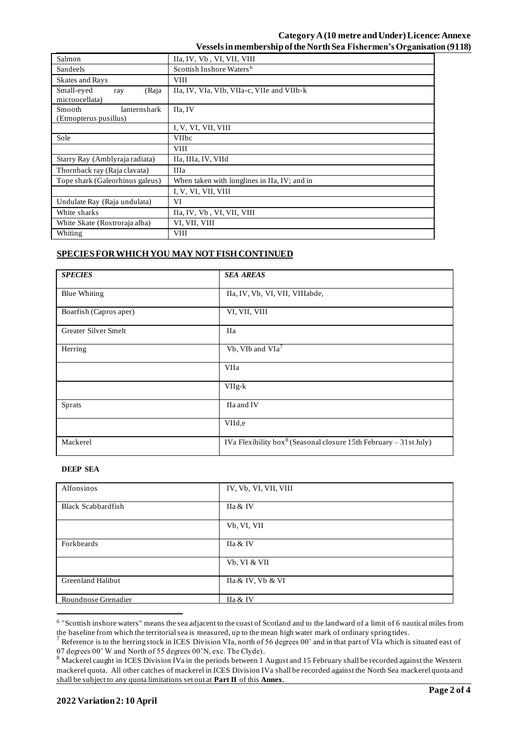| | |
|---|---|
| Salmon | IIa, IV, Vb , VI, VII, VIII |
| Sandeels | Scottish Inshore Waters[6] |
| Skates and Rays | VIII |
| Small-eyed ray (Raja microocellata) | IIa, IV, VIa, VIb, VIIa-c, VIIe and VIIh-k |
| Smooth lanternshark (Etmopterus pusillus) | IIa, IV |
| | I, V, VI, VII, VIII |
| Sole | VIIbc |
| | VIII |
| Starry Ray (Amblyraja radiata) | IIa, IIIa, IV, VIId |
| Thornback ray (Raja clavata) | IIIa |
| Tope shark (Galeorhinus galeus) | When taken with longlines in IIa, IV; and in |
| | I, V, VI, VII, VIII |
| Undulate Ray (Raja undulata) | VI |
| White sharks | IIa, IV, Vb , VI, VII, VIII |
| White Skate (Rostroraja alba) | VI, VII, VIII |
| Whiting | VIII |

## SPECIES FOR WHICH YOU MAY NOT FISH CONTINUED

| *SPECIES* | *SEA AREAS* |
|---|---|
| Blue Whiting | IIa, IV, Vb, VI, VII, VIIIabde, |
| Boarfish (Capros aper) | VI, VII, VIII |
| Greater Silver Smelt | IIa |
| Herring | Vb, VIb and VIa[7] |
| | VIIa |
| | VIIg-k |
| Sprats | IIa and IV |
| | VIId,e |
| Mackerel | IVa Flexibility box[8] (Seasonal closure 15th February – 31st July) |

**DEEP SEA**

| | |
|---|---|
| Alfonsinos | IV, Vb, VI, VII, VIII |
| Black Scabbardfish | IIa & IV |
| | Vb, VI, VII |
| Forkbeards | IIa & IV |
| | Vb, VI & VII |
| Greenland Halibut | IIa & IV, Vb & VI |
| Roundnose Grenadier | IIa & IV |

[6] "Scottish inshore waters" means the sea adjacent to the coast of Scotland and to the landward of a limit of 6 nautical miles from the baseline from which the territorial sea is measured, up to the mean high water mark of ordinary spring tides.

[7] Reference is to the herring stock in ICES Division VIa, north of 56 degrees 00' and in that part of VIa which is situated east of 07 degrees 00' W and North of 55 degrees 00'N, exc. The Clyde).

[8] Mackerel caught in ICES Division IVa in the periods between 1 August and 15 February shall be recorded against the Western mackerel quota. All other catches of mackerel in ICES Division IVa shall be recorded against the North Sea mackerel quota and shall be subject to any quota limitations set out at **Part II** of this **Annex**.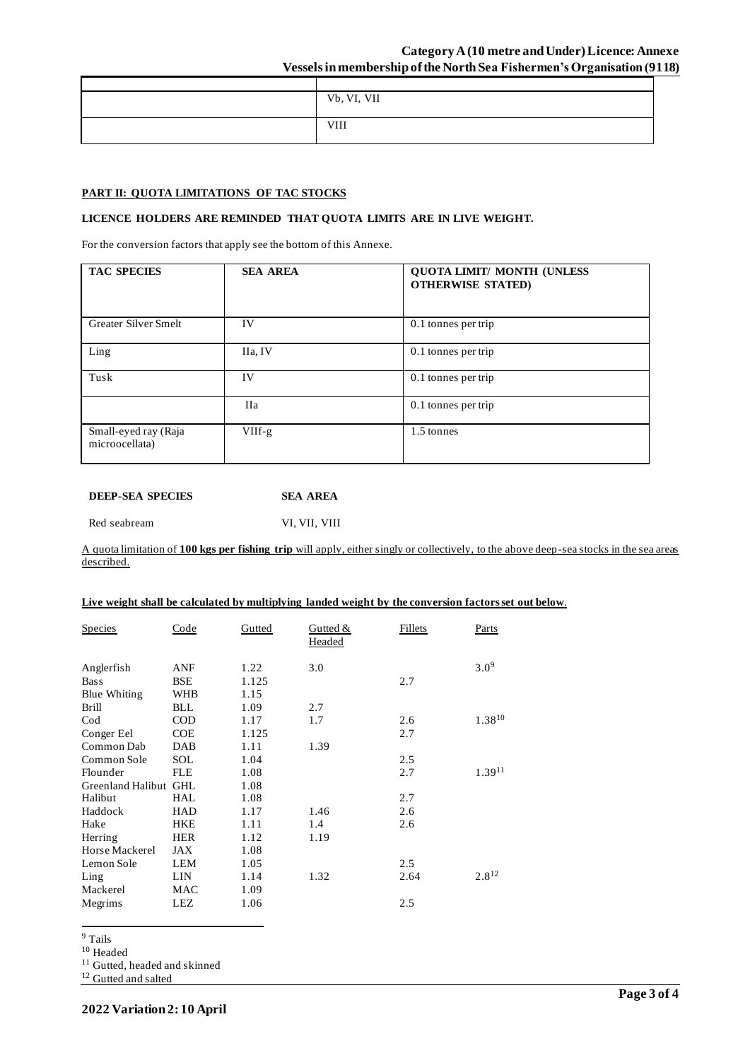|  |  |
|---|---|
|  | Vb, VI, VII |
|  | VIII |

**PART II: QUOTA LIMITATIONS OF TAC STOCKS**

**LICENCE HOLDERS ARE REMINDED THAT QUOTA LIMITS ARE IN LIVE WEIGHT.**

For the conversion factors that apply see the bottom of this Annexe.

| TAC SPECIES | SEA AREA | QUOTA LIMIT/ MONTH (UNLESS OTHERWISE STATED) |
|---|---|---|
| Greater Silver Smelt | IV | 0.1 tonnes per trip |
| Ling | IIa, IV | 0.1 tonnes per trip |
| Tusk | IV | 0.1 tonnes per trip |
|  | IIa | 0.1 tonnes per trip |
| Small-eyed ray (Raja microocellata) | VIIf-g | 1.5 tonnes |

| DEEP-SEA SPECIES | SEA AREA |
|---|---|
| Red seabream | VI, VII, VIII |

A quota limitation of **100 kgs per fishing trip** will apply, either singly or collectively, to the above deep-sea stocks in the sea areas described.

**Live weight shall be calculated by multiplying landed weight by the conversion factors set out below.**

| Species | Code | Gutted | Gutted & Headed | Fillets | Parts |
|---|---|---|---|---|---|
| Anglerfish | ANF | 1.22 | 3.0 |  | 3.0[9] |
| Bass | BSE | 1.125 |  | 2.7 |  |
| Blue Whiting | WHB | 1.15 |  |  |  |
| Brill | BLL | 1.09 | 2.7 |  |  |
| Cod | COD | 1.17 | 1.7 | 2.6 | 1.38[10] |
| Conger Eel | COE | 1.125 |  | 2.7 |  |
| Common Dab | DAB | 1.11 | 1.39 |  |  |
| Common Sole | SOL | 1.04 |  | 2.5 |  |
| Flounder | FLE | 1.08 |  | 2.7 | 1.39[11] |
| Greenland Halibut | GHL | 1.08 |  |  |  |
| Halibut | HAL | 1.08 |  | 2.7 |  |
| Haddock | HAD | 1.17 | 1.46 | 2.6 |  |
| Hake | HKE | 1.11 | 1.4 | 2.6 |  |
| Herring | HER | 1.12 | 1.19 |  |  |
| Horse Mackerel | JAX | 1.08 |  |  |  |
| Lemon Sole | LEM | 1.05 |  | 2.5 |  |
| Ling | LIN | 1.14 | 1.32 | 2.64 | 2.8[12] |
| Mackerel | MAC | 1.09 |  |  |  |
| Megrims | LEZ | 1.06 |  | 2.5 |  |

[9] Tails
[10] Headed
[11] Gutted, headed and skinned
[12] Gutted and salted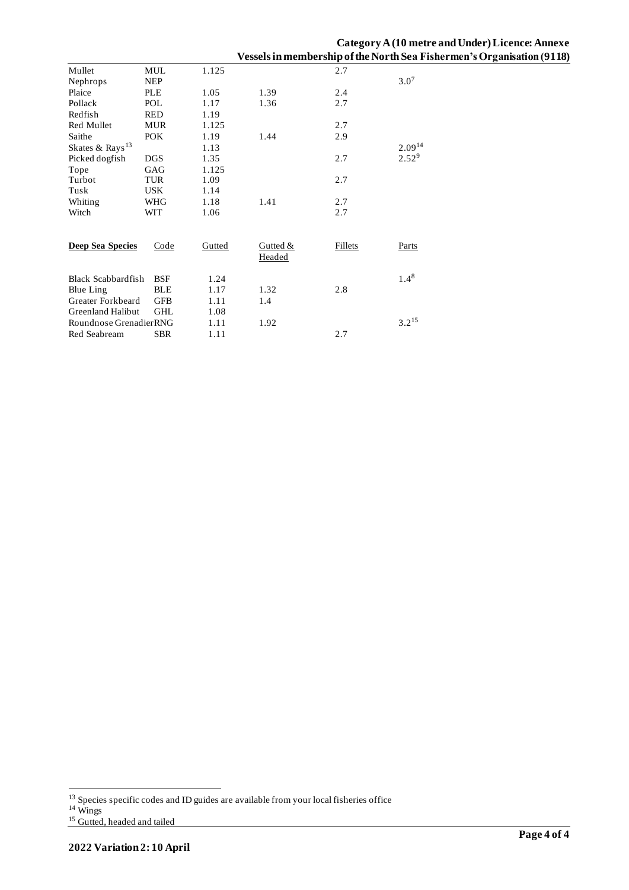| | | | | | |
|---|---|---|---|---|---|
| Mullet | MUL | 1.125 | | 2.7 | |
| Nephrops | NEP | | | | 3.0[7] |
| Plaice | PLE | 1.05 | 1.39 | 2.4 | |
| Pollack | POL | 1.17 | 1.36 | 2.7 | |
| Redfish | RED | 1.19 | | | |
| Red Mullet | MUR | 1.125 | | 2.7 | |
| Saithe | POK | 1.19 | 1.44 | 2.9 | |
| Skates & Rays[13] | | 1.13 | | | 2.09[14] |
| Picked dogfish | DGS | 1.35 | | 2.7 | 2.52[9] |
| Tope | GAG | 1.125 | | | |
| Turbot | TUR | 1.09 | | 2.7 | |
| Tusk | USK | 1.14 | | | |
| Whiting | WHG | 1.18 | 1.41 | 2.7 | |
| Witch | WIT | 1.06 | | 2.7 | |

| **Deep Sea Species** | Code | Gutted | Gutted & Headed | Fillets | Parts |
|---|---|---|---|---|---|
| Black Scabbardfish | BSF | 1.24 | | | 1.4[8] |
| Blue Ling | BLE | 1.17 | 1.32 | 2.8 | |
| Greater Forkbeard | GFB | 1.11 | 1.4 | | |
| Greenland Halibut | GHL | 1.08 | | | |
| Roundnose Grenadier | RNG | 1.11 | 1.92 | | 3.2[15] |
| Red Seabream | SBR | 1.11 | | 2.7 | |

[13] Species specific codes and ID guides are available from your local fisheries office

[14] Wings

[15] Gutted, headed and tailed